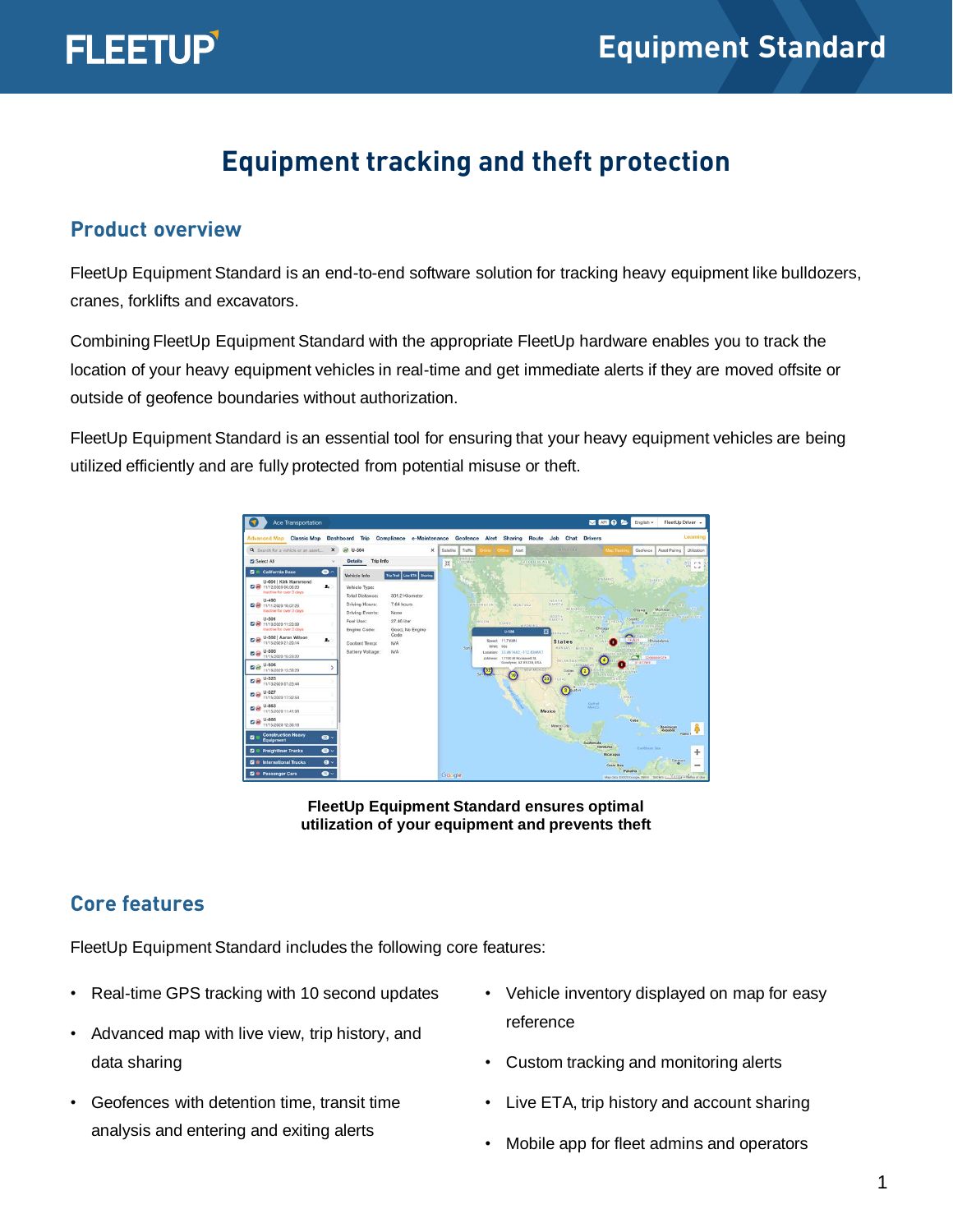# Equipment tracking and theft protection

## Product overview

FleetUp Equipment Standard is an end-to-end software solution for tracking heavy equipment like bulldozers, cranes, forklifts and excavators.

Combining FleetUp Equipment Standard with the appropriate FleetUp hardware enables you to track the location of your heavy equipment vehicles in real-time and get immediate alerts if they are moved offsite or outside of geofence boundaries without authorization.

FleetUp Equipment Standard is an essential tool for ensuring that your heavy equipment vehicles are being utilized efficiently and are fully protected from potential misuse or theft.

**FleetUp Equipment Standard ensures optimal utilization of your equipment and prevents theft**

## Core features

FleetUp Equipment Standard includes the following core features:

- Real-time GPS tracking with 10 second updates
- Advanced map with live view, trip history, and data sharing
- Geofences with detention time, transit time analysis and entering and exiting alerts
- Vehicle inventory displayed on map for easy reference
- Custom tracking and monitoring alerts
- Live ETA, trip history and account sharing
- Mobile app for fleet admins and operators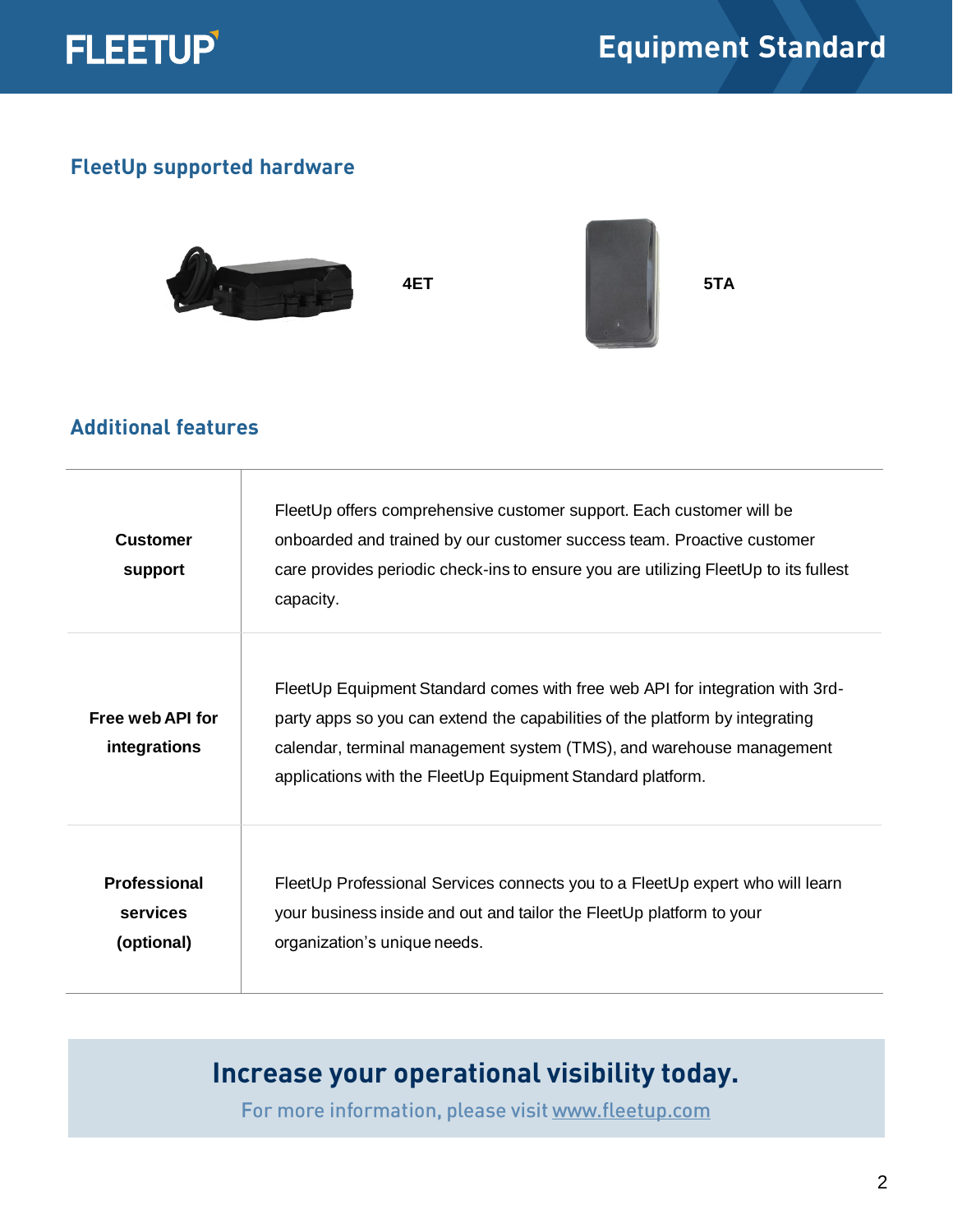## FleetUp supported hardware

4ET

5TA

## Additional features

| | |
|---|---|
| **Customer support** | FleetUp offers comprehensive customer support. Each customer will be onboarded and trained by our customer success team. Proactive customer care provides periodic check-ins to ensure you are utilizing FleetUp to its fullest capacity. |
| **Free web API for integrations** | FleetUp Equipment Standard comes with free web API for integration with 3rd-party apps so you can extend the capabilities of the platform by integrating calendar, terminal management system (TMS), and warehouse management applications with the FleetUp Equipment Standard platform. |
| **Professional services (optional)** | FleetUp Professional Services connects you to a FleetUp expert who will learn your business inside and out and tailor the FleetUp platform to your organization's unique needs. |

## Increase your operational visibility today.

For more information, please visit www.fleetup.com